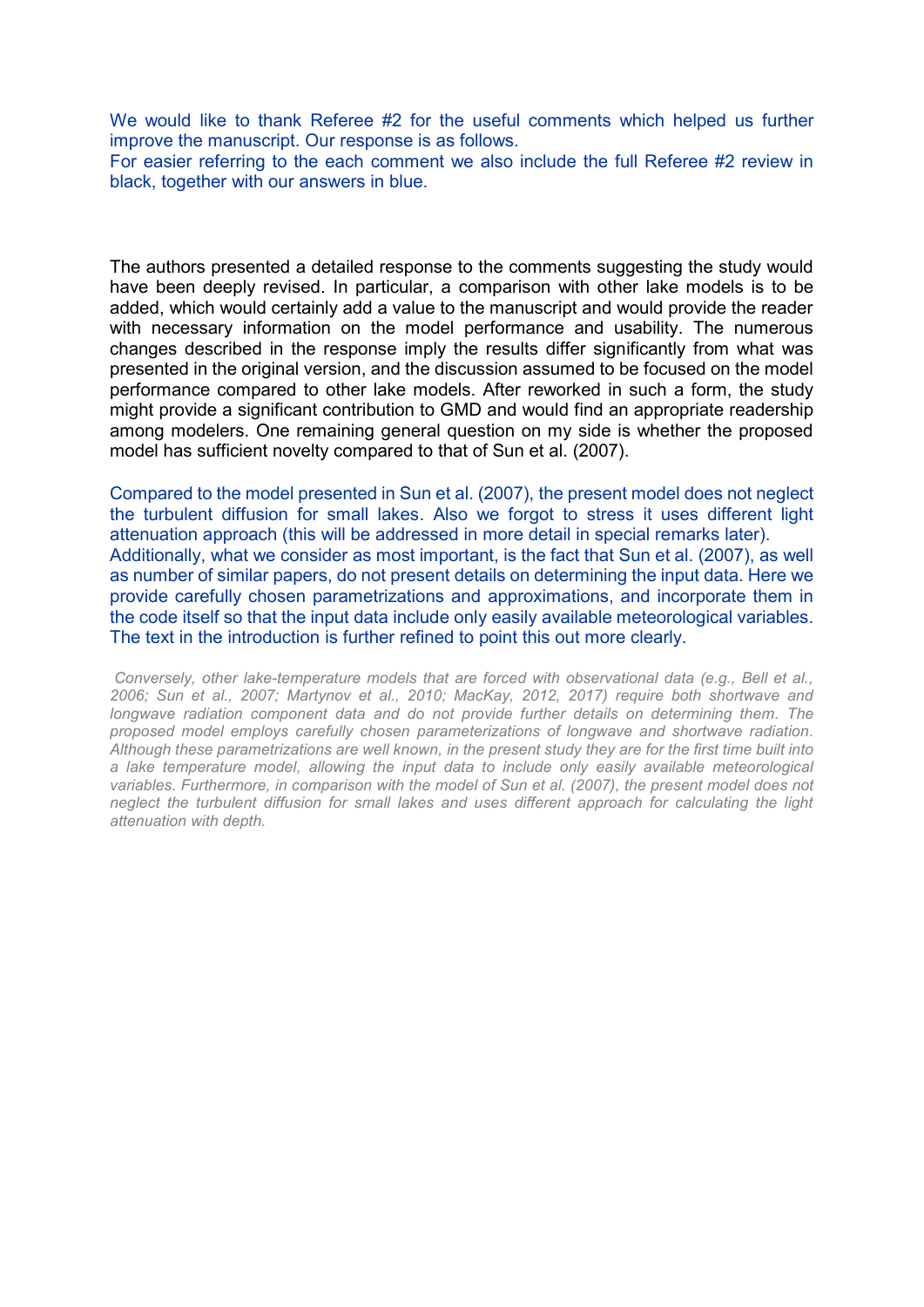We would like to thank Referee #2 for the useful comments which helped us further improve the manuscript. Our response is as follows.
For easier referring to the each comment we also include the full Referee #2 review in black, together with our answers in blue.

The authors presented a detailed response to the comments suggesting the study would have been deeply revised. In particular, a comparison with other lake models is to be added, which would certainly add a value to the manuscript and would provide the reader with necessary information on the model performance and usability. The numerous changes described in the response imply the results differ significantly from what was presented in the original version, and the discussion assumed to be focused on the model performance compared to other lake models. After reworked in such a form, the study might provide a significant contribution to GMD and would find an appropriate readership among modelers. One remaining general question on my side is whether the proposed model has sufficient novelty compared to that of Sun et al. (2007).

Compared to the model presented in Sun et al. (2007), the present model does not neglect the turbulent diffusion for small lakes. Also we forgot to stress it uses different light attenuation approach (this will be addressed in more detail in special remarks later).
Additionally, what we consider as most important, is the fact that Sun et al. (2007), as well as number of similar papers, do not present details on determining the input data. Here we provide carefully chosen parametrizations and approximations, and incorporate them in the code itself so that the input data include only easily available meteorological variables. The text in the introduction is further refined to point this out more clearly.

*Conversely, other lake-temperature models that are forced with observational data (e.g., Bell et al., 2006; Sun et al., 2007; Martynov et al., 2010; MacKay, 2012, 2017) require both shortwave and longwave radiation component data and do not provide further details on determining them. The proposed model employs carefully chosen parameterizations of longwave and shortwave radiation. Although these parametrizations are well known, in the present study they are for the first time built into a lake temperature model, allowing the input data to include only easily available meteorological variables. Furthermore, in comparison with the model of Sun et al. (2007), the present model does not neglect the turbulent diffusion for small lakes and uses different approach for calculating the light attenuation with depth.*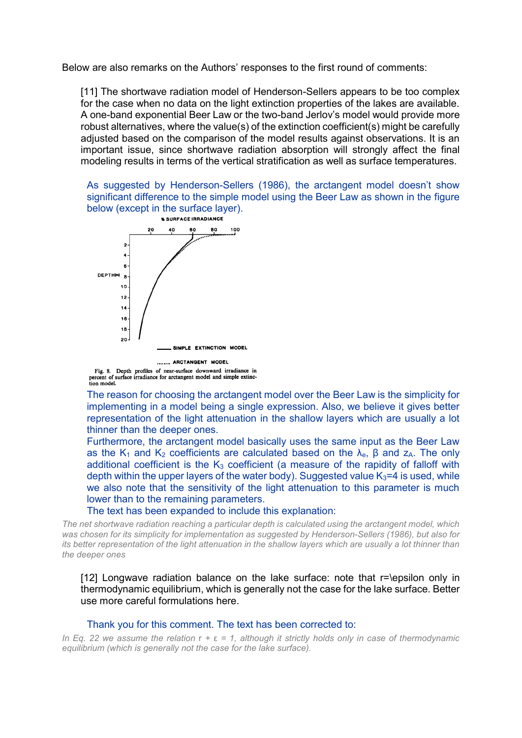Below are also remarks on the Authors' responses to the first round of comments:

[11] The shortwave radiation model of Henderson-Sellers appears to be too complex for the case when no data on the light extinction properties of the lakes are available. A one-band exponential Beer Law or the two-band Jerlov's model would provide more robust alternatives, where the value(s) of the extinction coefficient(s) might be carefully adjusted based on the comparison of the model results against observations. It is an important issue, since shortwave radiation absorption will strongly affect the final modeling results in terms of the vertical stratification as well as surface temperatures.

As suggested by Henderson-Sellers (1986), the arctangent model doesn't show significant difference to the simple model using the Beer Law as shown in the figure below (except in the surface layer).

% SURFACE IRRADIANCE

20 40 60 80 100

DEPTH(m)

2 4 6 8 10 12 14 16 18 20

SIMPLE EXTINCTION MODEL

ARCTANGENT MODEL

Fig. 8. Depth profiles of near-surface downward irradiance in percent of surface irradiance for arctangent model and simple extinction model.

The reason for choosing the arctangent model over the Beer Law is the simplicity for implementing in a model being a single expression. Also, we believe it gives better representation of the light attenuation in the shallow layers which are usually a lot thinner than the deeper ones.

Furthermore, the arctangent model basically uses the same input as the Beer Law as the $K_1$ and $K_2$ coefficients are calculated based on the $\lambda_e$, $\beta$ and $z_A$. The only additional coefficient is the $K_3$ coefficient (a measure of the rapidity of falloff with depth within the upper layers of the water body). Suggested value $K_3=4$ is used, while we also note that the sensitivity of the light attenuation to this parameter is much lower than to the remaining parameters.

The text has been expanded to include this explanation:

*The net shortwave radiation reaching a particular depth is calculated using the arctangent model, which was chosen for its simplicity for implementation as suggested by Henderson-Sellers (1986), but also for its better representation of the light attenuation in the shallow layers which are usually a lot thinner than the deeper ones*

[12] Longwave radiation balance on the lake surface: note that r=\epsilon only in thermodynamic equilibrium, which is generally not the case for the lake surface. Better use more careful formulations here.

Thank you for this comment. The text has been corrected to:

*In Eq. 22 we assume the relation $r + \varepsilon = 1$, although it strictly holds only in case of thermodynamic equilibrium (which is generally not the case for the lake surface).*